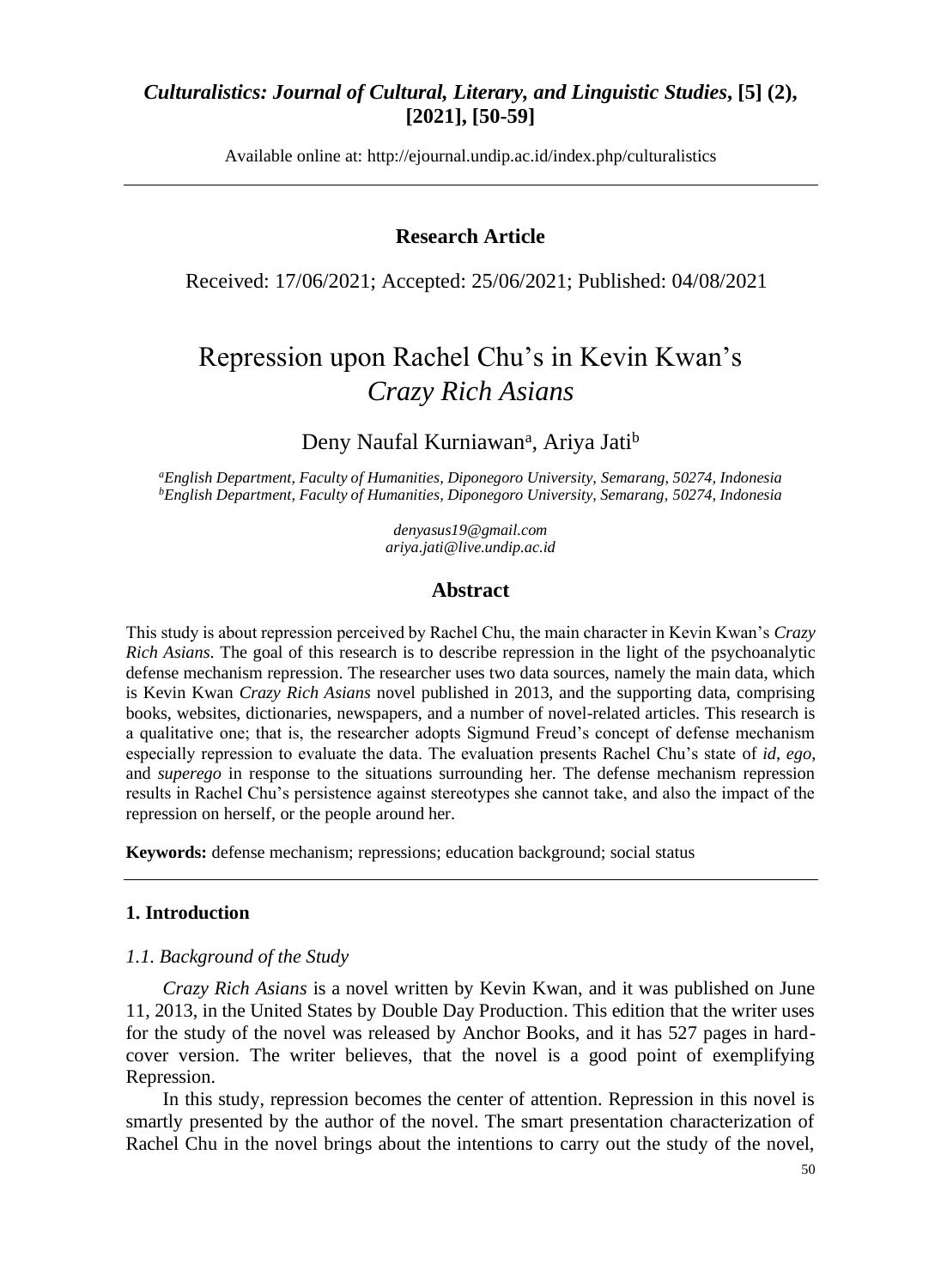**Research Article**

Received: 17/06/2021; Accepted: 25/06/2021; Published: 04/08/2021

# Repression upon Rachel Chu's in Kevin Kwan's *Crazy Rich Asians*

Deny Naufal Kurniawan[a], Ariya Jati[b]

[a]*English Department, Faculty of Humanities, Diponegoro University, Semarang, 50274, Indonesia*
[b]*English Department, Faculty of Humanities, Diponegoro University, Semarang, 50274, Indonesia*

*denyasus19@gmail.com*
*ariya.jati@live.undip.ac.id*

## Abstract

This study is about repression perceived by Rachel Chu, the main character in Kevin Kwan's *Crazy Rich Asians*. The goal of this research is to describe repression in the light of the psychoanalytic defense mechanism repression. The researcher uses two data sources, namely the main data, which is Kevin Kwan *Crazy Rich Asians* novel published in 2013, and the supporting data, comprising books, websites, dictionaries, newspapers, and a number of novel-related articles. This research is a qualitative one; that is, the researcher adopts Sigmund Freud's concept of defense mechanism especially repression to evaluate the data. The evaluation presents Rachel Chu's state of *id*, *ego*, and *superego* in response to the situations surrounding her. The defense mechanism repression results in Rachel Chu's persistence against stereotypes she cannot take, and also the impact of the repression on herself, or the people around her.

**Keywords:** defense mechanism; repressions; education background; social status

## 1. Introduction

### *1.1. Background of the Study*

*Crazy Rich Asians* is a novel written by Kevin Kwan, and it was published on June 11, 2013, in the United States by Double Day Production. This edition that the writer uses for the study of the novel was released by Anchor Books, and it has 527 pages in hard-cover version. The writer believes, that the novel is a good point of exemplifying Repression.

In this study, repression becomes the center of attention. Repression in this novel is smartly presented by the author of the novel. The smart presentation characterization of Rachel Chu in the novel brings about the intentions to carry out the study of the novel,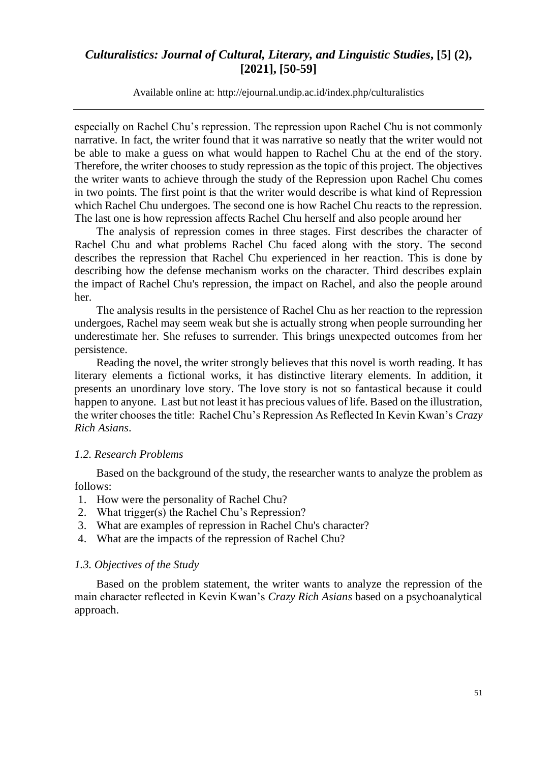especially on Rachel Chu's repression. The repression upon Rachel Chu is not commonly narrative. In fact, the writer found that it was narrative so neatly that the writer would not be able to make a guess on what would happen to Rachel Chu at the end of the story. Therefore, the writer chooses to study repression as the topic of this project. The objectives the writer wants to achieve through the study of the Repression upon Rachel Chu comes in two points. The first point is that the writer would describe is what kind of Repression which Rachel Chu undergoes. The second one is how Rachel Chu reacts to the repression. The last one is how repression affects Rachel Chu herself and also people around her

The analysis of repression comes in three stages. First describes the character of Rachel Chu and what problems Rachel Chu faced along with the story. The second describes the repression that Rachel Chu experienced in her reaction. This is done by describing how the defense mechanism works on the character. Third describes explain the impact of Rachel Chu's repression, the impact on Rachel, and also the people around her.

The analysis results in the persistence of Rachel Chu as her reaction to the repression undergoes, Rachel may seem weak but she is actually strong when people surrounding her underestimate her. She refuses to surrender. This brings unexpected outcomes from her persistence.

Reading the novel, the writer strongly believes that this novel is worth reading. It has literary elements a fictional works, it has distinctive literary elements. In addition, it presents an unordinary love story. The love story is not so fantastical because it could happen to anyone. Last but not least it has precious values of life. Based on the illustration, the writer chooses the title: Rachel Chu's Repression As Reflected In Kevin Kwan's *Crazy Rich Asians*.

### *1.2. Research Problems*

Based on the background of the study, the researcher wants to analyze the problem as follows:

1. How were the personality of Rachel Chu?
2. What trigger(s) the Rachel Chu's Repression?
3. What are examples of repression in Rachel Chu's character?
4. What are the impacts of the repression of Rachel Chu?

### *1.3. Objectives of the Study*

Based on the problem statement, the writer wants to analyze the repression of the main character reflected in Kevin Kwan's *Crazy Rich Asians* based on a psychoanalytical approach.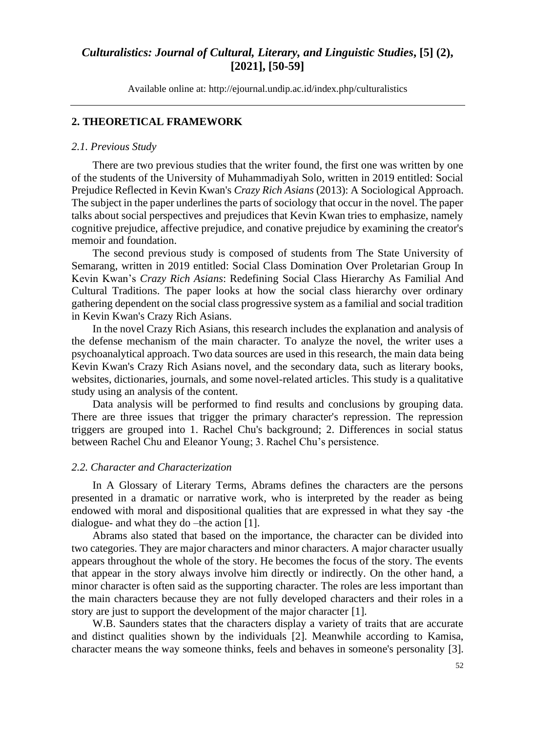## 2. THEORETICAL FRAMEWORK

### *2.1. Previous Study*

There are two previous studies that the writer found, the first one was written by one of the students of the University of Muhammadiyah Solo, written in 2019 entitled: Social Prejudice Reflected in Kevin Kwan's *Crazy Rich Asians* (2013): A Sociological Approach. The subject in the paper underlines the parts of sociology that occur in the novel. The paper talks about social perspectives and prejudices that Kevin Kwan tries to emphasize, namely cognitive prejudice, affective prejudice, and conative prejudice by examining the creator's memoir and foundation.

The second previous study is composed of students from The State University of Semarang, written in 2019 entitled: Social Class Domination Over Proletarian Group In Kevin Kwan's *Crazy Rich Asians*: Redefining Social Class Hierarchy As Familial And Cultural Traditions. The paper looks at how the social class hierarchy over ordinary gathering dependent on the social class progressive system as a familial and social tradition in Kevin Kwan's Crazy Rich Asians.

In the novel Crazy Rich Asians, this research includes the explanation and analysis of the defense mechanism of the main character. To analyze the novel, the writer uses a psychoanalytical approach. Two data sources are used in this research, the main data being Kevin Kwan's Crazy Rich Asians novel, and the secondary data, such as literary books, websites, dictionaries, journals, and some novel-related articles. This study is a qualitative study using an analysis of the content.

Data analysis will be performed to find results and conclusions by grouping data. There are three issues that trigger the primary character's repression. The repression triggers are grouped into 1. Rachel Chu's background; 2. Differences in social status between Rachel Chu and Eleanor Young; 3. Rachel Chu's persistence.

### *2.2. Character and Characterization*

In A Glossary of Literary Terms, Abrams defines the characters are the persons presented in a dramatic or narrative work, who is interpreted by the reader as being endowed with moral and dispositional qualities that are expressed in what they say -the dialogue- and what they do –the action [1].

Abrams also stated that based on the importance, the character can be divided into two categories. They are major characters and minor characters. A major character usually appears throughout the whole of the story. He becomes the focus of the story. The events that appear in the story always involve him directly or indirectly. On the other hand, a minor character is often said as the supporting character. The roles are less important than the main characters because they are not fully developed characters and their roles in a story are just to support the development of the major character [1].

W.B. Saunders states that the characters display a variety of traits that are accurate and distinct qualities shown by the individuals [2]. Meanwhile according to Kamisa, character means the way someone thinks, feels and behaves in someone's personality [3].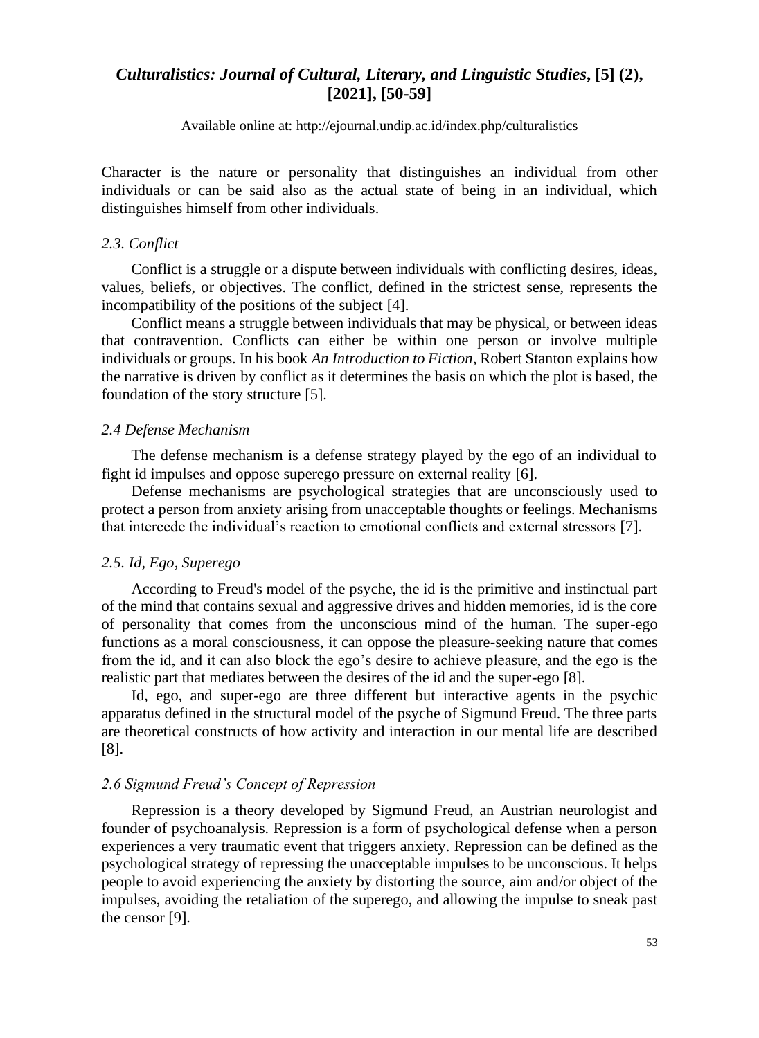Character is the nature or personality that distinguishes an individual from other individuals or can be said also as the actual state of being in an individual, which distinguishes himself from other individuals.

### *2.3. Conflict*

Conflict is a struggle or a dispute between individuals with conflicting desires, ideas, values, beliefs, or objectives. The conflict, defined in the strictest sense, represents the incompatibility of the positions of the subject [4].

Conflict means a struggle between individuals that may be physical, or between ideas that contravention. Conflicts can either be within one person or involve multiple individuals or groups. In his book *An Introduction to Fiction*, Robert Stanton explains how the narrative is driven by conflict as it determines the basis on which the plot is based, the foundation of the story structure [5].

### *2.4 Defense Mechanism*

The defense mechanism is a defense strategy played by the ego of an individual to fight id impulses and oppose superego pressure on external reality [6].

Defense mechanisms are psychological strategies that are unconsciously used to protect a person from anxiety arising from unacceptable thoughts or feelings. Mechanisms that intercede the individual's reaction to emotional conflicts and external stressors [7].

### *2.5. Id, Ego, Superego*

According to Freud's model of the psyche, the id is the primitive and instinctual part of the mind that contains sexual and aggressive drives and hidden memories, id is the core of personality that comes from the unconscious mind of the human. The super-ego functions as a moral consciousness, it can oppose the pleasure-seeking nature that comes from the id, and it can also block the ego's desire to achieve pleasure, and the ego is the realistic part that mediates between the desires of the id and the super-ego [8].

Id, ego, and super-ego are three different but interactive agents in the psychic apparatus defined in the structural model of the psyche of Sigmund Freud. The three parts are theoretical constructs of how activity and interaction in our mental life are described [8].

### *2.6 Sigmund Freud's Concept of Repression*

Repression is a theory developed by Sigmund Freud, an Austrian neurologist and founder of psychoanalysis. Repression is a form of psychological defense when a person experiences a very traumatic event that triggers anxiety. Repression can be defined as the psychological strategy of repressing the unacceptable impulses to be unconscious. It helps people to avoid experiencing the anxiety by distorting the source, aim and/or object of the impulses, avoiding the retaliation of the superego, and allowing the impulse to sneak past the censor [9].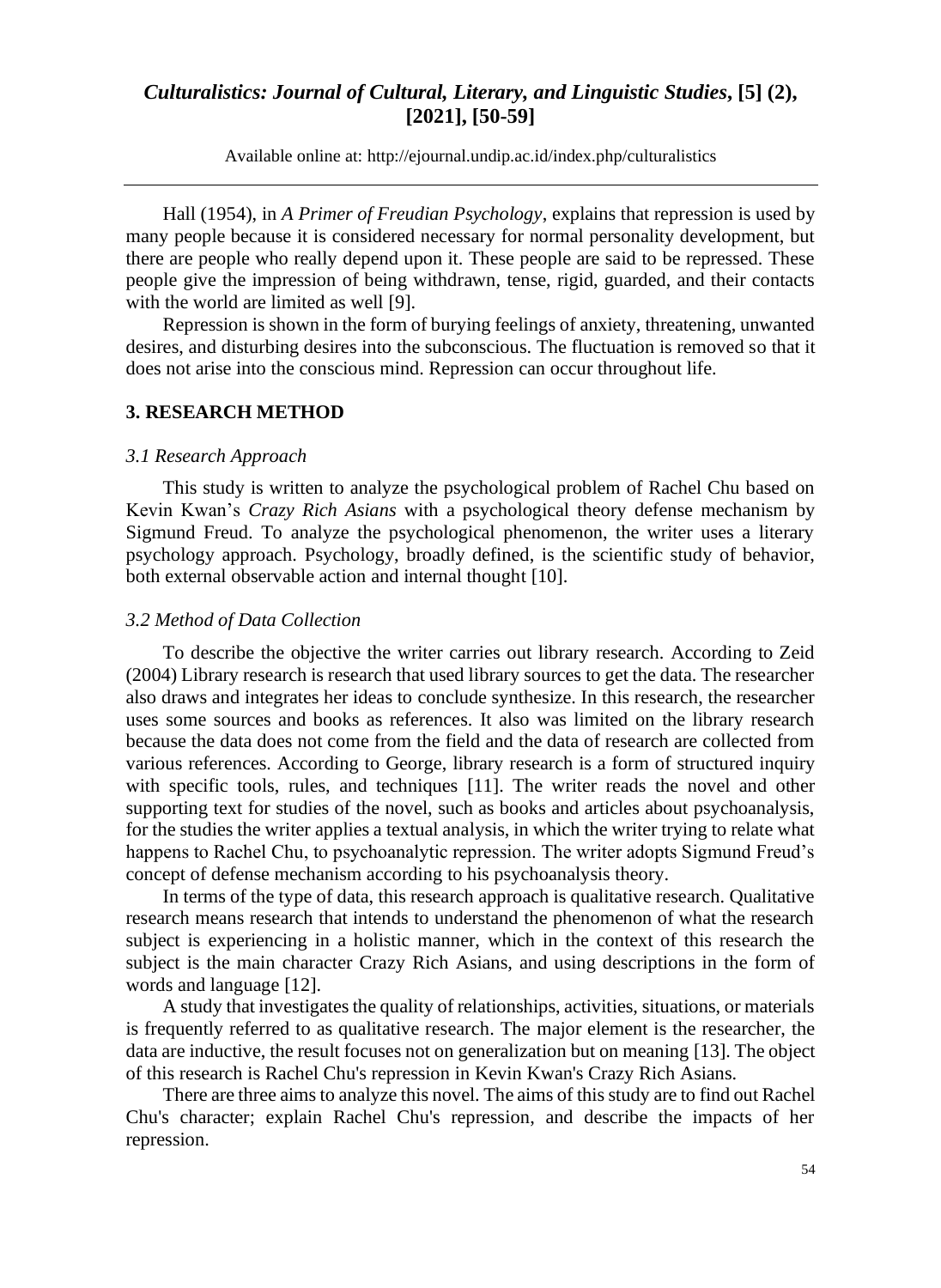Hall (1954), in *A Primer of Freudian Psychology*, explains that repression is used by many people because it is considered necessary for normal personality development, but there are people who really depend upon it. These people are said to be repressed. These people give the impression of being withdrawn, tense, rigid, guarded, and their contacts with the world are limited as well [9].

Repression is shown in the form of burying feelings of anxiety, threatening, unwanted desires, and disturbing desires into the subconscious. The fluctuation is removed so that it does not arise into the conscious mind. Repression can occur throughout life.

## 3. RESEARCH METHOD

### *3.1 Research Approach*

This study is written to analyze the psychological problem of Rachel Chu based on Kevin Kwan's *Crazy Rich Asians* with a psychological theory defense mechanism by Sigmund Freud. To analyze the psychological phenomenon, the writer uses a literary psychology approach. Psychology, broadly defined, is the scientific study of behavior, both external observable action and internal thought [10].

### *3.2 Method of Data Collection*

To describe the objective the writer carries out library research. According to Zeid (2004) Library research is research that used library sources to get the data. The researcher also draws and integrates her ideas to conclude synthesize. In this research, the researcher uses some sources and books as references. It also was limited on the library research because the data does not come from the field and the data of research are collected from various references. According to George, library research is a form of structured inquiry with specific tools, rules, and techniques [11]. The writer reads the novel and other supporting text for studies of the novel, such as books and articles about psychoanalysis, for the studies the writer applies a textual analysis, in which the writer trying to relate what happens to Rachel Chu, to psychoanalytic repression. The writer adopts Sigmund Freud's concept of defense mechanism according to his psychoanalysis theory.

In terms of the type of data, this research approach is qualitative research. Qualitative research means research that intends to understand the phenomenon of what the research subject is experiencing in a holistic manner, which in the context of this research the subject is the main character Crazy Rich Asians, and using descriptions in the form of words and language [12].

A study that investigates the quality of relationships, activities, situations, or materials is frequently referred to as qualitative research. The major element is the researcher, the data are inductive, the result focuses not on generalization but on meaning [13]. The object of this research is Rachel Chu's repression in Kevin Kwan's Crazy Rich Asians.

There are three aims to analyze this novel. The aims of this study are to find out Rachel Chu's character; explain Rachel Chu's repression, and describe the impacts of her repression.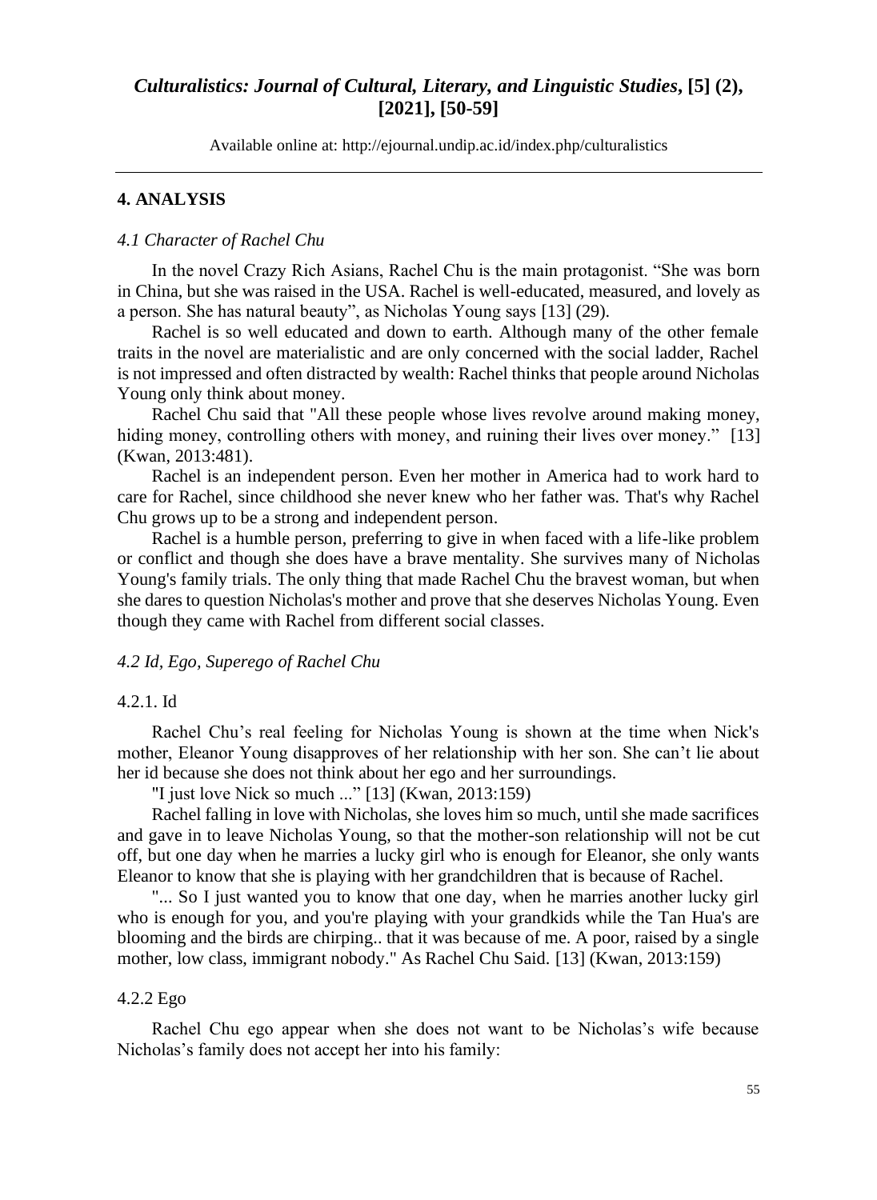## 4. ANALYSIS

### *4.1 Character of Rachel Chu*

In the novel Crazy Rich Asians, Rachel Chu is the main protagonist. "She was born in China, but she was raised in the USA. Rachel is well-educated, measured, and lovely as a person. She has natural beauty", as Nicholas Young says [13] (29).

Rachel is so well educated and down to earth. Although many of the other female traits in the novel are materialistic and are only concerned with the social ladder, Rachel is not impressed and often distracted by wealth: Rachel thinks that people around Nicholas Young only think about money.

Rachel Chu said that "All these people whose lives revolve around making money, hiding money, controlling others with money, and ruining their lives over money." [13] (Kwan, 2013:481).

Rachel is an independent person. Even her mother in America had to work hard to care for Rachel, since childhood she never knew who her father was. That's why Rachel Chu grows up to be a strong and independent person.

Rachel is a humble person, preferring to give in when faced with a life-like problem or conflict and though she does have a brave mentality. She survives many of Nicholas Young's family trials. The only thing that made Rachel Chu the bravest woman, but when she dares to question Nicholas's mother and prove that she deserves Nicholas Young. Even though they came with Rachel from different social classes.

### *4.2 Id, Ego, Superego of Rachel Chu*

#### 4.2.1. Id

Rachel Chu's real feeling for Nicholas Young is shown at the time when Nick's mother, Eleanor Young disapproves of her relationship with her son. She can't lie about her id because she does not think about her ego and her surroundings.

"I just love Nick so much ..." [13] (Kwan, 2013:159)

Rachel falling in love with Nicholas, she loves him so much, until she made sacrifices and gave in to leave Nicholas Young, so that the mother-son relationship will not be cut off, but one day when he marries a lucky girl who is enough for Eleanor, she only wants Eleanor to know that she is playing with her grandchildren that is because of Rachel.

"... So I just wanted you to know that one day, when he marries another lucky girl who is enough for you, and you're playing with your grandkids while the Tan Hua's are blooming and the birds are chirping.. that it was because of me. A poor, raised by a single mother, low class, immigrant nobody." As Rachel Chu Said. [13] (Kwan, 2013:159)

#### 4.2.2 Ego

Rachel Chu ego appear when she does not want to be Nicholas's wife because Nicholas's family does not accept her into his family: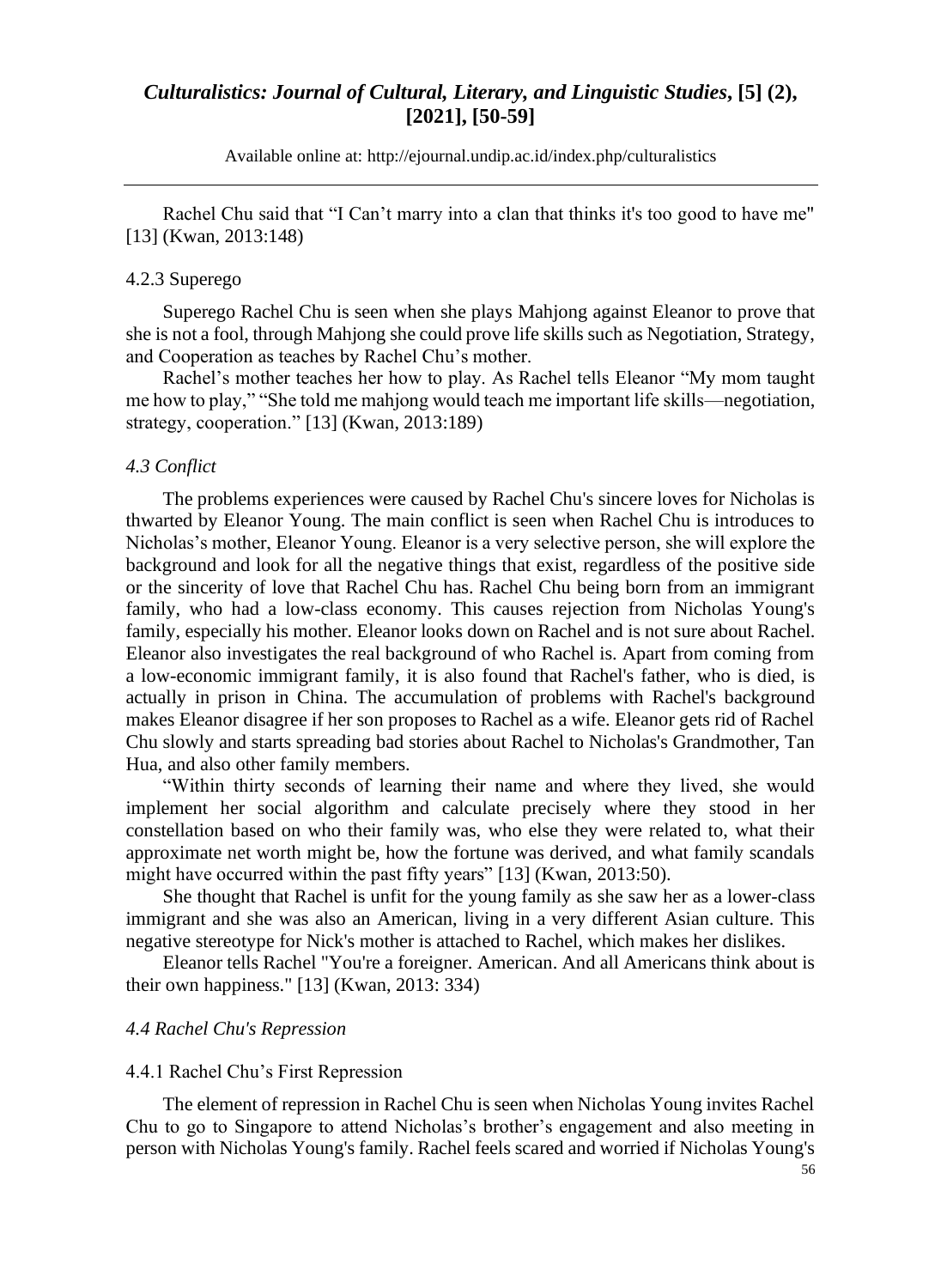Rachel Chu said that "I Can't marry into a clan that thinks it's too good to have me" [13] (Kwan, 2013:148)

#### 4.2.3 Superego

Superego Rachel Chu is seen when she plays Mahjong against Eleanor to prove that she is not a fool, through Mahjong she could prove life skills such as Negotiation, Strategy, and Cooperation as teaches by Rachel Chu's mother.

Rachel's mother teaches her how to play. As Rachel tells Eleanor "My mom taught me how to play," "She told me mahjong would teach me important life skills—negotiation, strategy, cooperation." [13] (Kwan, 2013:189)

### *4.3 Conflict*

The problems experiences were caused by Rachel Chu's sincere loves for Nicholas is thwarted by Eleanor Young. The main conflict is seen when Rachel Chu is introduces to Nicholas's mother, Eleanor Young. Eleanor is a very selective person, she will explore the background and look for all the negative things that exist, regardless of the positive side or the sincerity of love that Rachel Chu has. Rachel Chu being born from an immigrant family, who had a low-class economy. This causes rejection from Nicholas Young's family, especially his mother. Eleanor looks down on Rachel and is not sure about Rachel. Eleanor also investigates the real background of who Rachel is. Apart from coming from a low-economic immigrant family, it is also found that Rachel's father, who is died, is actually in prison in China. The accumulation of problems with Rachel's background makes Eleanor disagree if her son proposes to Rachel as a wife. Eleanor gets rid of Rachel Chu slowly and starts spreading bad stories about Rachel to Nicholas's Grandmother, Tan Hua, and also other family members.

"Within thirty seconds of learning their name and where they lived, she would implement her social algorithm and calculate precisely where they stood in her constellation based on who their family was, who else they were related to, what their approximate net worth might be, how the fortune was derived, and what family scandals might have occurred within the past fifty years" [13] (Kwan, 2013:50).

She thought that Rachel is unfit for the young family as she saw her as a lower-class immigrant and she was also an American, living in a very different Asian culture. This negative stereotype for Nick's mother is attached to Rachel, which makes her dislikes.

Eleanor tells Rachel "You're a foreigner. American. And all Americans think about is their own happiness." [13] (Kwan, 2013: 334)

### *4.4 Rachel Chu's Repression*

#### 4.4.1 Rachel Chu's First Repression

The element of repression in Rachel Chu is seen when Nicholas Young invites Rachel Chu to go to Singapore to attend Nicholas's brother's engagement and also meeting in person with Nicholas Young's family. Rachel feels scared and worried if Nicholas Young's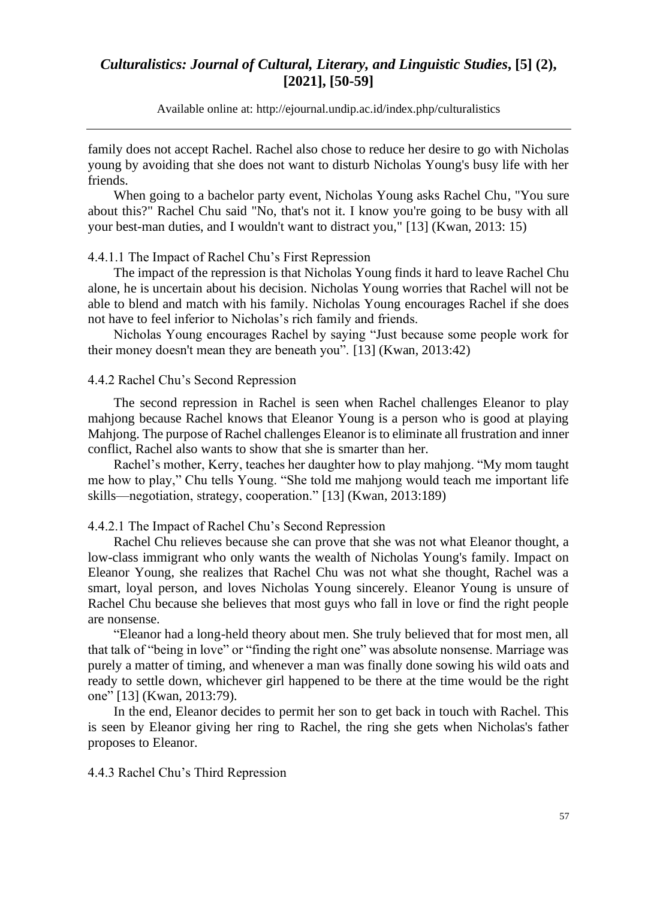family does not accept Rachel. Rachel also chose to reduce her desire to go with Nicholas young by avoiding that she does not want to disturb Nicholas Young's busy life with her friends.

When going to a bachelor party event, Nicholas Young asks Rachel Chu, "You sure about this?" Rachel Chu said "No, that's not it. I know you're going to be busy with all your best-man duties, and I wouldn't want to distract you," [13] (Kwan, 2013: 15)

#### 4.4.1.1 The Impact of Rachel Chu's First Repression

The impact of the repression is that Nicholas Young finds it hard to leave Rachel Chu alone, he is uncertain about his decision. Nicholas Young worries that Rachel will not be able to blend and match with his family. Nicholas Young encourages Rachel if she does not have to feel inferior to Nicholas's rich family and friends.

Nicholas Young encourages Rachel by saying "Just because some people work for their money doesn't mean they are beneath you". [13] (Kwan, 2013:42)

### 4.4.2 Rachel Chu's Second Repression

The second repression in Rachel is seen when Rachel challenges Eleanor to play mahjong because Rachel knows that Eleanor Young is a person who is good at playing Mahjong. The purpose of Rachel challenges Eleanor is to eliminate all frustration and inner conflict, Rachel also wants to show that she is smarter than her.

Rachel's mother, Kerry, teaches her daughter how to play mahjong. "My mom taught me how to play," Chu tells Young. "She told me mahjong would teach me important life skills—negotiation, strategy, cooperation." [13] (Kwan, 2013:189)

#### 4.4.2.1 The Impact of Rachel Chu's Second Repression

Rachel Chu relieves because she can prove that she was not what Eleanor thought, a low-class immigrant who only wants the wealth of Nicholas Young's family. Impact on Eleanor Young, she realizes that Rachel Chu was not what she thought, Rachel was a smart, loyal person, and loves Nicholas Young sincerely. Eleanor Young is unsure of Rachel Chu because she believes that most guys who fall in love or find the right people are nonsense.

"Eleanor had a long-held theory about men. She truly believed that for most men, all that talk of "being in love" or "finding the right one" was absolute nonsense. Marriage was purely a matter of timing, and whenever a man was finally done sowing his wild oats and ready to settle down, whichever girl happened to be there at the time would be the right one" [13] (Kwan, 2013:79).

In the end, Eleanor decides to permit her son to get back in touch with Rachel. This is seen by Eleanor giving her ring to Rachel, the ring she gets when Nicholas's father proposes to Eleanor.

### 4.4.3 Rachel Chu's Third Repression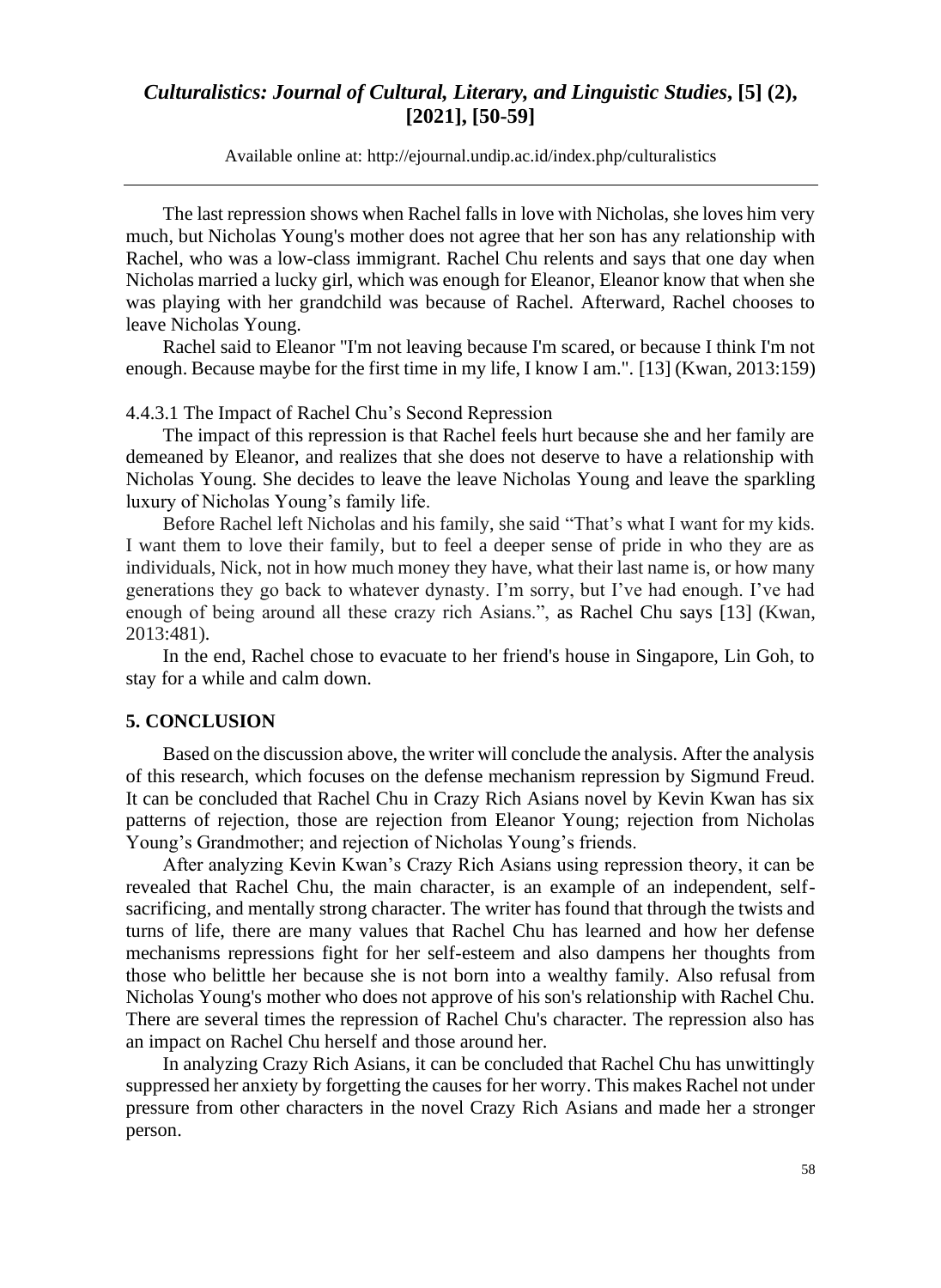The last repression shows when Rachel falls in love with Nicholas, she loves him very much, but Nicholas Young's mother does not agree that her son has any relationship with Rachel, who was a low-class immigrant. Rachel Chu relents and says that one day when Nicholas married a lucky girl, which was enough for Eleanor, Eleanor know that when she was playing with her grandchild was because of Rachel. Afterward, Rachel chooses to leave Nicholas Young.

Rachel said to Eleanor "I'm not leaving because I'm scared, or because I think I'm not enough. Because maybe for the first time in my life, I know I am.". [13] (Kwan, 2013:159)

#### 4.4.3.1 The Impact of Rachel Chu's Second Repression

The impact of this repression is that Rachel feels hurt because she and her family are demeaned by Eleanor, and realizes that she does not deserve to have a relationship with Nicholas Young. She decides to leave the leave Nicholas Young and leave the sparkling luxury of Nicholas Young's family life.

Before Rachel left Nicholas and his family, she said "That's what I want for my kids. I want them to love their family, but to feel a deeper sense of pride in who they are as individuals, Nick, not in how much money they have, what their last name is, or how many generations they go back to whatever dynasty. I'm sorry, but I've had enough. I've had enough of being around all these crazy rich Asians.", as Rachel Chu says [13] (Kwan, 2013:481).

In the end, Rachel chose to evacuate to her friend's house in Singapore, Lin Goh, to stay for a while and calm down.

## 5. CONCLUSION

Based on the discussion above, the writer will conclude the analysis. After the analysis of this research, which focuses on the defense mechanism repression by Sigmund Freud. It can be concluded that Rachel Chu in Crazy Rich Asians novel by Kevin Kwan has six patterns of rejection, those are rejection from Eleanor Young; rejection from Nicholas Young's Grandmother; and rejection of Nicholas Young's friends.

After analyzing Kevin Kwan's Crazy Rich Asians using repression theory, it can be revealed that Rachel Chu, the main character, is an example of an independent, self-sacrificing, and mentally strong character. The writer has found that through the twists and turns of life, there are many values that Rachel Chu has learned and how her defense mechanisms repressions fight for her self-esteem and also dampens her thoughts from those who belittle her because she is not born into a wealthy family. Also refusal from Nicholas Young's mother who does not approve of his son's relationship with Rachel Chu. There are several times the repression of Rachel Chu's character. The repression also has an impact on Rachel Chu herself and those around her.

In analyzing Crazy Rich Asians, it can be concluded that Rachel Chu has unwittingly suppressed her anxiety by forgetting the causes for her worry. This makes Rachel not under pressure from other characters in the novel Crazy Rich Asians and made her a stronger person.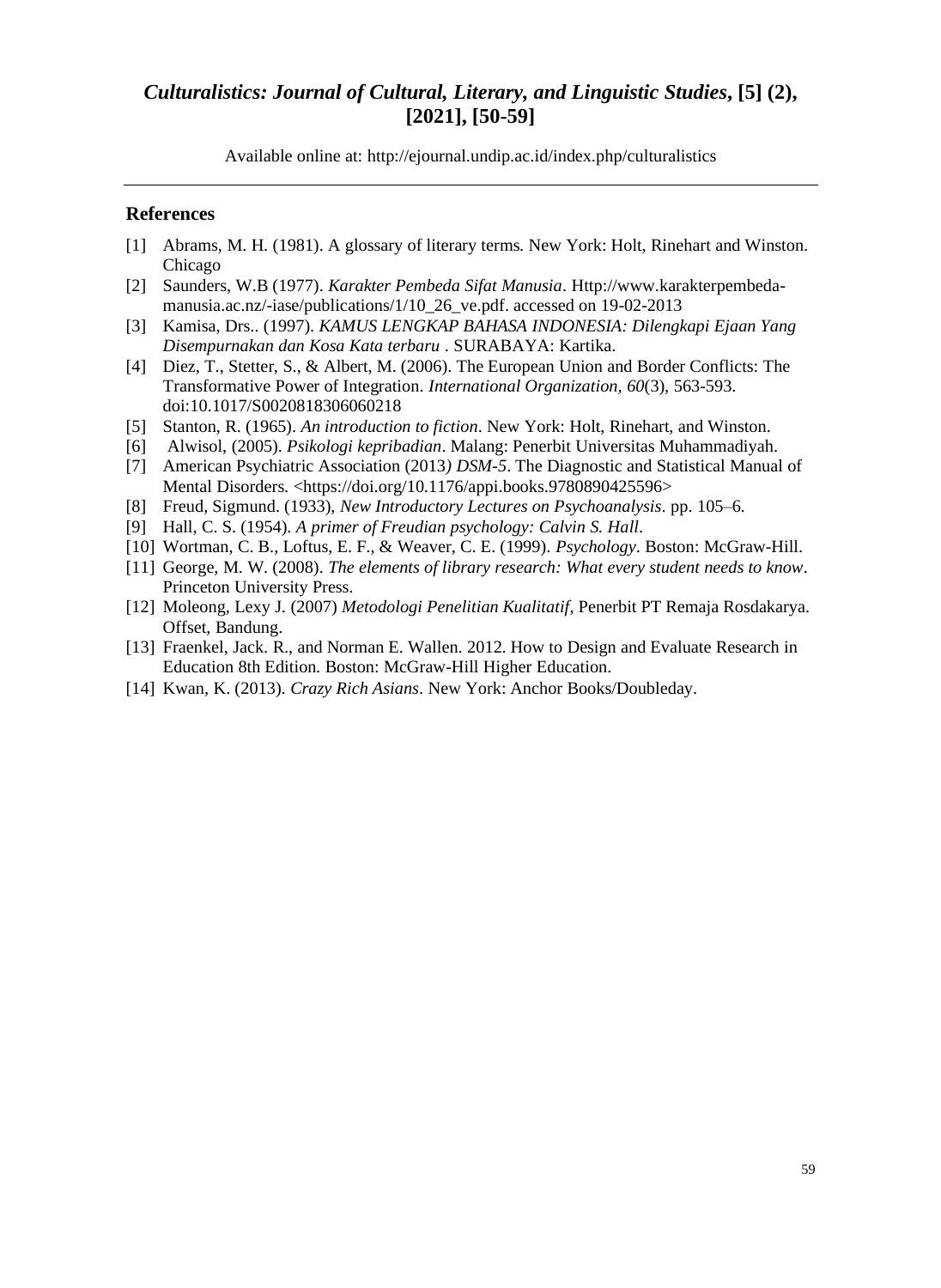## References

[1] Abrams, M. H. (1981). A glossary of literary terms. New York: Holt, Rinehart and Winston. Chicago

[2] Saunders, W.B (1977). *Karakter Pembeda Sifat Manusia*. Http://www.karakterpembeda-manusia.ac.nz/-iase/publications/1/10_26_ve.pdf. accessed on 19-02-2013

[3] Kamisa, Drs.. (1997). *KAMUS LENGKAP BAHASA INDONESIA: Dilengkapi Ejaan Yang Disempurnakan dan Kosa Kata terbaru* . SURABAYA: Kartika.

[4] Diez, T., Stetter, S., & Albert, M. (2006). The European Union and Border Conflicts: The Transformative Power of Integration. *International Organization, 60*(3), 563-593. doi:10.1017/S0020818306060218

[5] Stanton, R. (1965). *An introduction to fiction*. New York: Holt, Rinehart, and Winston.

[6] Alwisol, (2005). *Psikologi kepribadian*. Malang: Penerbit Universitas Muhammadiyah.

[7] American Psychiatric Association (2013*) DSM-5*. The Diagnostic and Statistical Manual of Mental Disorders. <https://doi.org/10.1176/appi.books.9780890425596>

[8] Freud, Sigmund. (1933), *New Introductory Lectures on Psychoanalysis*. pp. 105–6.

[9] Hall, C. S. (1954). *A primer of Freudian psychology: Calvin S. Hall*.

[10] Wortman, C. B., Loftus, E. F., & Weaver, C. E. (1999). *Psychology*. Boston: McGraw-Hill.

[11] George, M. W. (2008). *The elements of library research: What every student needs to know*. Princeton University Press.

[12] Moleong, Lexy J. (2007) *Metodologi Penelitian Kualitatif*, Penerbit PT Remaja Rosdakarya. Offset, Bandung.

[13] Fraenkel, Jack. R., and Norman E. Wallen. 2012. How to Design and Evaluate Research in Education 8th Edition. Boston: McGraw-Hill Higher Education.

[14] Kwan, K. (2013). *Crazy Rich Asians*. New York: Anchor Books/Doubleday.